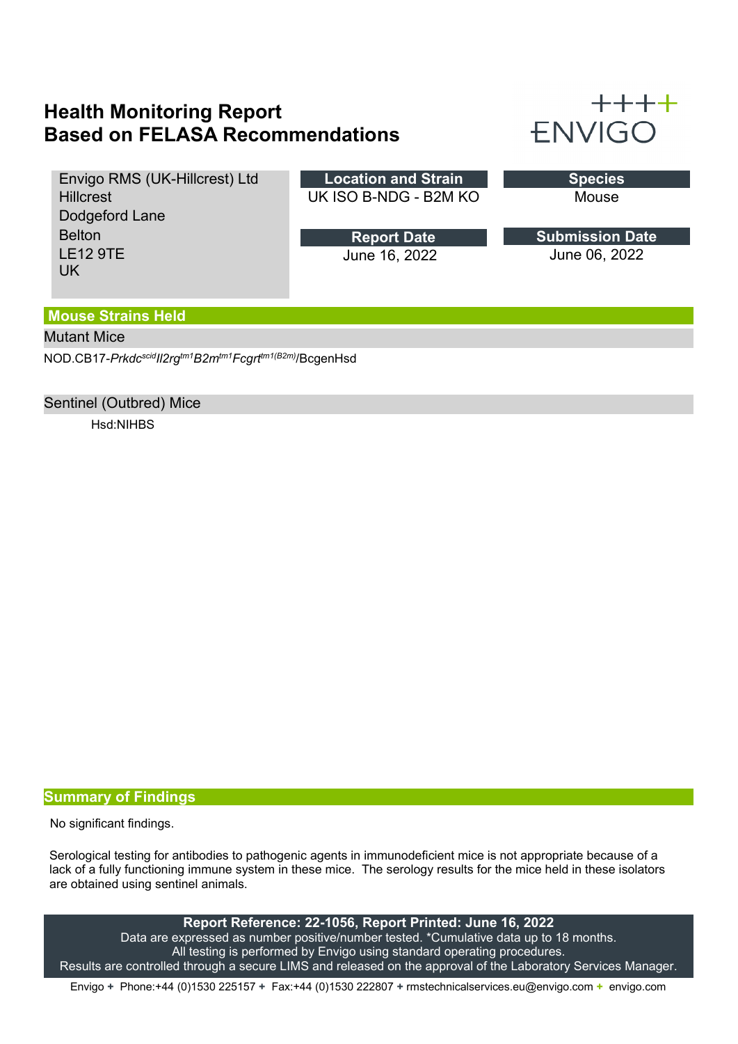# Health Monitoring Report
# Based on FELASA Recommendations

ENVIGO

Envigo RMS (UK-Hillcrest) Ltd
Hillcrest
Dodgeford Lane
Belton
LE12 9TE
UK

| Location and Strain | Species |
|---|---|
| UK ISO B-NDG - B2M KO | Mouse |

| Report Date | Submission Date |
|---|---|
| June 16, 2022 | June 06, 2022 |

## Mouse Strains Held

### Mutant Mice

NOD.CB17-*Prkdc*$^{scid}$*Il2rg*$^{tm1}$*B2m*$^{tm1}$*Fcgrt*$^{tm1(B2m)}$/BcgenHsd

### Sentinel (Outbred) Mice

Hsd:NIHBS

## Summary of Findings

No significant findings.

Serological testing for antibodies to pathogenic agents in immunodeficient mice is not appropriate because of a lack of a fully functioning immune system in these mice. The serology results for the mice held in these isolators are obtained using sentinel animals.

**Report Reference: 22-1056, Report Printed: June 16, 2022**
Data are expressed as number positive/number tested. *Cumulative data up to 18 months.
All testing is performed by Envigo using standard operating procedures.
Results are controlled through a secure LIMS and released on the approval of the Laboratory Services Manager.

Envigo + Phone:+44 (0)1530 225157 + Fax:+44 (0)1530 222807 + rmstechnicalservices.eu@envigo.com + envigo.com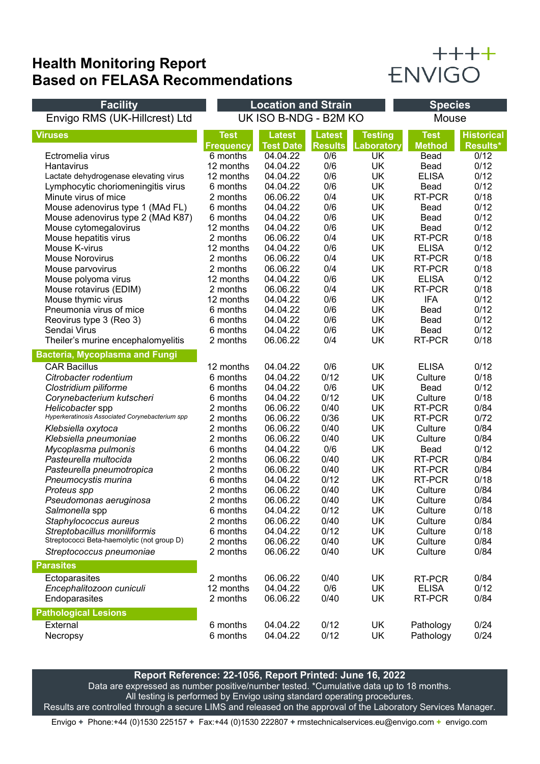# Health Monitoring Report
# Based on FELASA Recommendations

ENVIGO

| Facility | Location and Strain | Species |
|---|---|---|
| Envigo RMS (UK-Hillcrest) Ltd | UK ISO B-NDG - B2M KO | Mouse |

| Viruses | Test Frequency | Latest Test Date | Latest Results | Testing Laboratory | Test Method | Historical Results* |
|---|---|---|---|---|---|---|
| Ectromelia virus | 6 months | 04.04.22 | 0/6 | UK | Bead | 0/12 |
| Hantavirus | 12 months | 04.04.22 | 0/6 | UK | Bead | 0/12 |
| Lactate dehydrogenase elevating virus | 12 months | 04.04.22 | 0/6 | UK | ELISA | 0/12 |
| Lymphocytic choriomeningitis virus | 6 months | 04.04.22 | 0/6 | UK | Bead | 0/12 |
| Minute virus of mice | 2 months | 06.06.22 | 0/4 | UK | RT-PCR | 0/18 |
| Mouse adenovirus type 1 (MAd FL) | 6 months | 04.04.22 | 0/6 | UK | Bead | 0/12 |
| Mouse adenovirus type 2 (MAd K87) | 6 months | 04.04.22 | 0/6 | UK | Bead | 0/12 |
| Mouse cytomegalovirus | 12 months | 04.04.22 | 0/6 | UK | Bead | 0/12 |
| Mouse hepatitis virus | 2 months | 06.06.22 | 0/4 | UK | RT-PCR | 0/18 |
| Mouse K-virus | 12 months | 04.04.22 | 0/6 | UK | ELISA | 0/12 |
| Mouse Norovirus | 2 months | 06.06.22 | 0/4 | UK | RT-PCR | 0/18 |
| Mouse parvovirus | 2 months | 06.06.22 | 0/4 | UK | RT-PCR | 0/18 |
| Mouse polyoma virus | 12 months | 04.04.22 | 0/6 | UK | ELISA | 0/12 |
| Mouse rotavirus (EDIM) | 2 months | 06.06.22 | 0/4 | UK | RT-PCR | 0/18 |
| Mouse thymic virus | 12 months | 04.04.22 | 0/6 | UK | IFA | 0/12 |
| Pneumonia virus of mice | 6 months | 04.04.22 | 0/6 | UK | Bead | 0/12 |
| Reovirus type 3 (Reo 3) | 6 months | 04.04.22 | 0/6 | UK | Bead | 0/12 |
| Sendai Virus | 6 months | 04.04.22 | 0/6 | UK | Bead | 0/12 |
| Theiler's murine encephalomyelitis | 2 months | 06.06.22 | 0/4 | UK | RT-PCR | 0/18 |
| **Bacteria, Mycoplasma and Fungi** | | | | | | |
| CAR Bacillus | 12 months | 04.04.22 | 0/6 | UK | ELISA | 0/12 |
| *Citrobacter rodentium* | 6 months | 04.04.22 | 0/12 | UK | Culture | 0/18 |
| *Clostridium piliforme* | 6 months | 04.04.22 | 0/6 | UK | Bead | 0/12 |
| *Corynebacterium kutscheri* | 6 months | 04.04.22 | 0/12 | UK | Culture | 0/18 |
| *Helicobacter* spp | 2 months | 06.06.22 | 0/40 | UK | RT-PCR | 0/84 |
| *Hyperkeratinosis Associated Corynebacterium spp* | 2 months | 06.06.22 | 0/36 | UK | RT-PCR | 0/72 |
| *Klebsiella oxytoca* | 2 months | 06.06.22 | 0/40 | UK | Culture | 0/84 |
| *Klebsiella pneumoniae* | 2 months | 06.06.22 | 0/40 | UK | Culture | 0/84 |
| *Mycoplasma pulmonis* | 6 months | 04.04.22 | 0/6 | UK | Bead | 0/12 |
| *Pasteurella multocida* | 2 months | 06.06.22 | 0/40 | UK | RT-PCR | 0/84 |
| *Pasteurella pneumotropica* | 2 months | 06.06.22 | 0/40 | UK | RT-PCR | 0/84 |
| *Pneumocystis murina* | 6 months | 04.04.22 | 0/12 | UK | RT-PCR | 0/18 |
| *Proteus spp* | 2 months | 06.06.22 | 0/40 | UK | Culture | 0/84 |
| *Pseudomonas aeruginosa* | 2 months | 06.06.22 | 0/40 | UK | Culture | 0/84 |
| *Salmonella* spp | 6 months | 04.04.22 | 0/12 | UK | Culture | 0/18 |
| *Staphylococcus aureus* | 2 months | 06.06.22 | 0/40 | UK | Culture | 0/84 |
| *Streptobacillus moniliformis* | 6 months | 04.04.22 | 0/12 | UK | Culture | 0/18 |
| Streptococci Beta-haemolytic (not group D) | 2 months | 06.06.22 | 0/40 | UK | Culture | 0/84 |
| *Streptococcus pneumoniae* | 2 months | 06.06.22 | 0/40 | UK | Culture | 0/84 |
| **Parasites** | | | | | | |
| Ectoparasites | 2 months | 06.06.22 | 0/40 | UK | RT-PCR | 0/84 |
| *Encephalitozoon cuniculi* | 12 months | 04.04.22 | 0/6 | UK | ELISA | 0/12 |
| Endoparasites | 2 months | 06.06.22 | 0/40 | UK | RT-PCR | 0/84 |
| **Pathological Lesions** | | | | | | |
| External | 6 months | 04.04.22 | 0/12 | UK | Pathology | 0/24 |
| Necropsy | 6 months | 04.04.22 | 0/12 | UK | Pathology | 0/24 |

**Report Reference: 22-1056, Report Printed: June 16, 2022**
Data are expressed as number positive/number tested. *Cumulative data up to 18 months.
All testing is performed by Envigo using standard operating procedures.
Results are controlled through a secure LIMS and released on the approval of the Laboratory Services Manager.

Envigo + Phone:+44 (0)1530 225157 + Fax:+44 (0)1530 222807 + rmstechnicalservices.eu@envigo.com + envigo.com